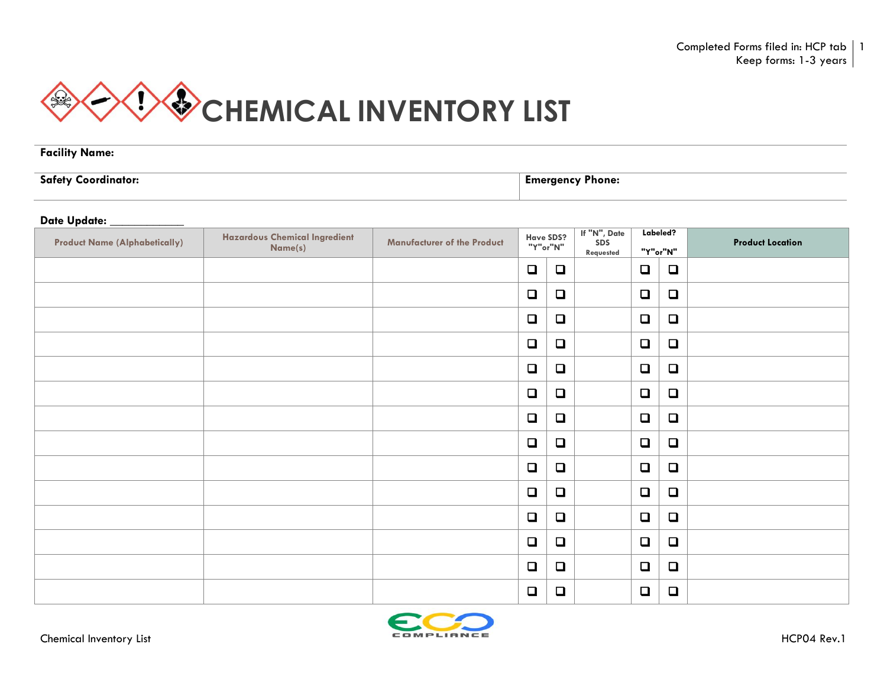Completed Forms filed in: HCP tab
Keep forms: 1-3 years

# CHEMICAL INVENTORY LIST

**Facility Name:**

**Safety Coordinator:** | **Emergency Phone:**

**Date Update:** ____________

| Product Name (Alphabetically) | Hazardous Chemical Ingredient Name(s) | Manufacturer of the Product | Have SDS? "Y"or"N" | | If "N", Date SDS Requested | Labeled? "Y"or"N" | | Product Location |
|---|---|---|---|---|---|---|---|---|
| | | | ❑ | ❑ | | ❑ | ❑ | |
| | | | ❑ | ❑ | | ❑ | ❑ | |
| | | | ❑ | ❑ | | ❑ | ❑ | |
| | | | ❑ | ❑ | | ❑ | ❑ | |
| | | | ❑ | ❑ | | ❑ | ❑ | |
| | | | ❑ | ❑ | | ❑ | ❑ | |
| | | | ❑ | ❑ | | ❑ | ❑ | |
| | | | ❑ | ❑ | | ❑ | ❑ | |
| | | | ❑ | ❑ | | ❑ | ❑ | |
| | | | ❑ | ❑ | | ❑ | ❑ | |
| | | | ❑ | ❑ | | ❑ | ❑ | |
| | | | ❑ | ❑ | | ❑ | ❑ | |
| | | | ❑ | ❑ | | ❑ | ❑ | |
| | | | ❑ | ❑ | | ❑ | ❑ | |

Chemical Inventory List

HCP04 Rev.1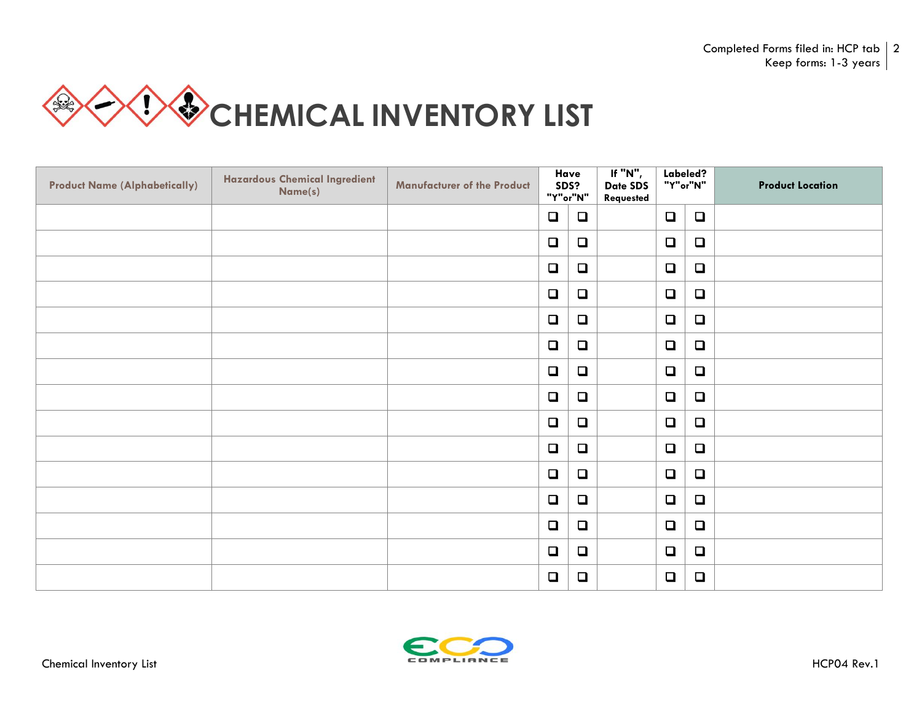# CHEMICAL INVENTORY LIST

| Product Name (Alphabetically) | Hazardous Chemical Ingredient Name(s) | Manufacturer of the Product | Have SDS? "Y"or"N" | | If "N", Date SDS Requested | Labeled? "Y"or"N" | | Product Location |
|---|---|---|---|---|---|---|---|---|
| | | | ☐ | ☐ | | ☐ | ☐ | |
| | | | ☐ | ☐ | | ☐ | ☐ | |
| | | | ☐ | ☐ | | ☐ | ☐ | |
| | | | ☐ | ☐ | | ☐ | ☐ | |
| | | | ☐ | ☐ | | ☐ | ☐ | |
| | | | ☐ | ☐ | | ☐ | ☐ | |
| | | | ☐ | ☐ | | ☐ | ☐ | |
| | | | ☐ | ☐ | | ☐ | ☐ | |
| | | | ☐ | ☐ | | ☐ | ☐ | |
| | | | ☐ | ☐ | | ☐ | ☐ | |
| | | | ☐ | ☐ | | ☐ | ☐ | |
| | | | ☐ | ☐ | | ☐ | ☐ | |
| | | | ☐ | ☐ | | ☐ | ☐ | |
| | | | ☐ | ☐ | | ☐ | ☐ | |
| | | | ☐ | ☐ | | ☐ | ☐ | |